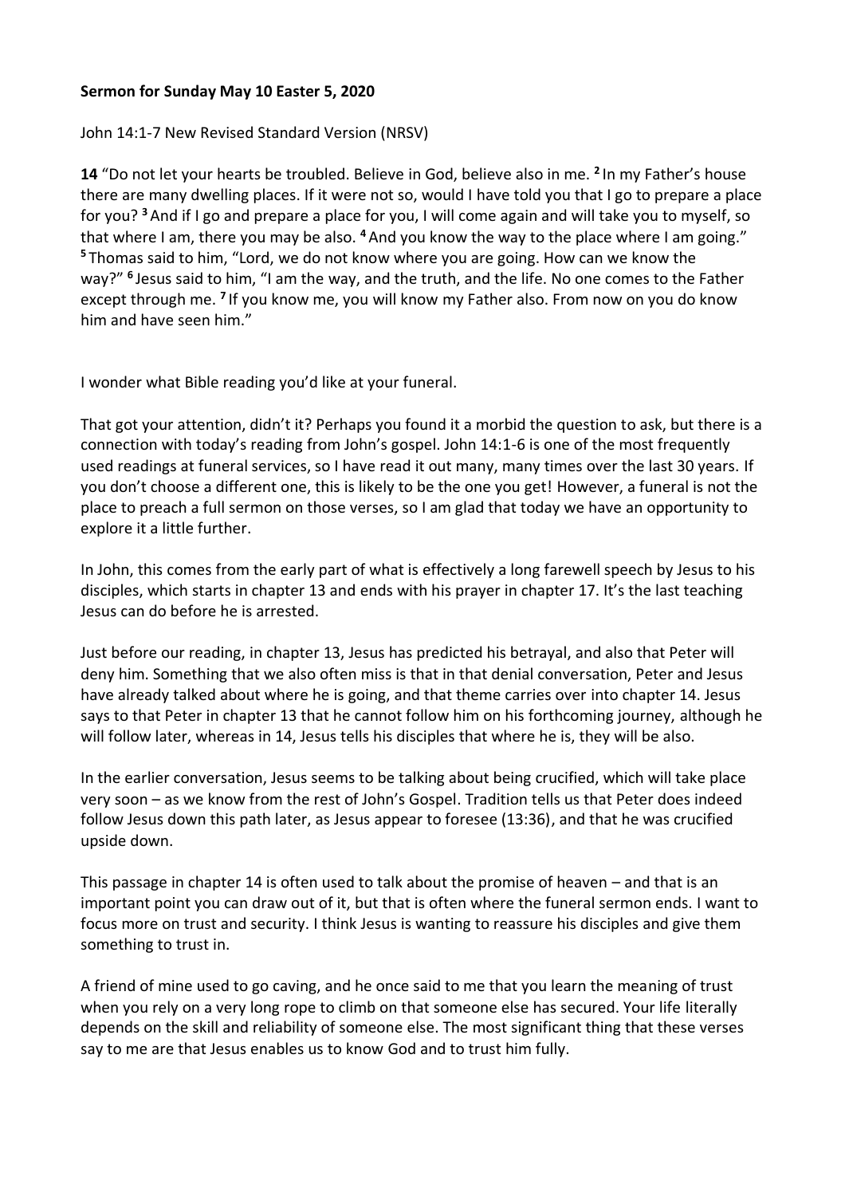**Sermon for Sunday May 10 Easter 5, 2020**

John 14:1-7 New Revised Standard Version (NRSV)

**14** "Do not let your hearts be troubled. Believe in God, believe also in me. **2** In my Father's house there are many dwelling places. If it were not so, would I have told you that I go to prepare a place for you? **3** And if I go and prepare a place for you, I will come again and will take you to myself, so that where I am, there you may be also. **4** And you know the way to the place where I am going." **5** Thomas said to him, "Lord, we do not know where you are going. How can we know the way?" **6** Jesus said to him, "I am the way, and the truth, and the life. No one comes to the Father except through me. **7** If you know me, you will know my Father also. From now on you do know him and have seen him."

I wonder what Bible reading you'd like at your funeral.

That got your attention, didn't it? Perhaps you found it a morbid the question to ask, but there is a connection with today's reading from John's gospel. John 14:1-6 is one of the most frequently used readings at funeral services, so I have read it out many, many times over the last 30 years. If you don't choose a different one, this is likely to be the one you get! However, a funeral is not the place to preach a full sermon on those verses, so I am glad that today we have an opportunity to explore it a little further.

In John, this comes from the early part of what is effectively a long farewell speech by Jesus to his disciples, which starts in chapter 13 and ends with his prayer in chapter 17. It's the last teaching Jesus can do before he is arrested.

Just before our reading, in chapter 13, Jesus has predicted his betrayal, and also that Peter will deny him. Something that we also often miss is that in that denial conversation, Peter and Jesus have already talked about where he is going, and that theme carries over into chapter 14. Jesus says to that Peter in chapter 13 that he cannot follow him on his forthcoming journey, although he will follow later, whereas in 14, Jesus tells his disciples that where he is, they will be also.

In the earlier conversation, Jesus seems to be talking about being crucified, which will take place very soon – as we know from the rest of John's Gospel. Tradition tells us that Peter does indeed follow Jesus down this path later, as Jesus appear to foresee (13:36), and that he was crucified upside down.

This passage in chapter 14 is often used to talk about the promise of heaven – and that is an important point you can draw out of it, but that is often where the funeral sermon ends. I want to focus more on trust and security. I think Jesus is wanting to reassure his disciples and give them something to trust in.

A friend of mine used to go caving, and he once said to me that you learn the meaning of trust when you rely on a very long rope to climb on that someone else has secured. Your life literally depends on the skill and reliability of someone else. The most significant thing that these verses say to me are that Jesus enables us to know God and to trust him fully.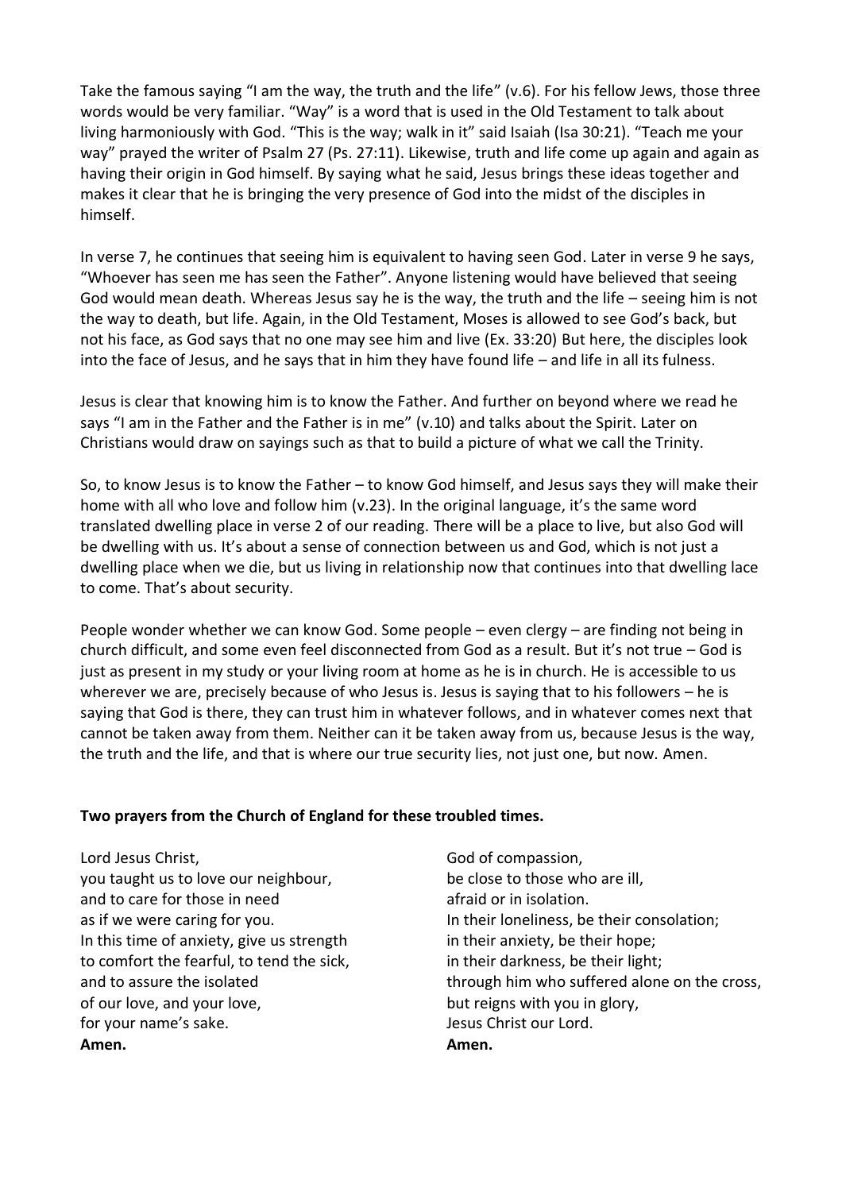Take the famous saying "I am the way, the truth and the life" (v.6). For his fellow Jews, those three words would be very familiar. "Way" is a word that is used in the Old Testament to talk about living harmoniously with God. "This is the way; walk in it" said Isaiah (Isa 30:21). "Teach me your way" prayed the writer of Psalm 27 (Ps. 27:11). Likewise, truth and life come up again and again as having their origin in God himself. By saying what he said, Jesus brings these ideas together and makes it clear that he is bringing the very presence of God into the midst of the disciples in himself.

In verse 7, he continues that seeing him is equivalent to having seen God. Later in verse 9 he says, "Whoever has seen me has seen the Father". Anyone listening would have believed that seeing God would mean death. Whereas Jesus say he is the way, the truth and the life – seeing him is not the way to death, but life. Again, in the Old Testament, Moses is allowed to see God's back, but not his face, as God says that no one may see him and live (Ex. 33:20) But here, the disciples look into the face of Jesus, and he says that in him they have found life – and life in all its fulness.

Jesus is clear that knowing him is to know the Father. And further on beyond where we read he says "I am in the Father and the Father is in me" (v.10) and talks about the Spirit. Later on Christians would draw on sayings such as that to build a picture of what we call the Trinity.

So, to know Jesus is to know the Father – to know God himself, and Jesus says they will make their home with all who love and follow him (v.23). In the original language, it's the same word translated dwelling place in verse 2 of our reading. There will be a place to live, but also God will be dwelling with us. It's about a sense of connection between us and God, which is not just a dwelling place when we die, but us living in relationship now that continues into that dwelling lace to come. That's about security.

People wonder whether we can know God. Some people – even clergy – are finding not being in church difficult, and some even feel disconnected from God as a result. But it's not true – God is just as present in my study or your living room at home as he is in church. He is accessible to us wherever we are, precisely because of who Jesus is. Jesus is saying that to his followers – he is saying that God is there, they can trust him in whatever follows, and in whatever comes next that cannot be taken away from them. Neither can it be taken away from us, because Jesus is the way, the truth and the life, and that is where our true security lies, not just one, but now. Amen.

**Two prayers from the Church of England for these troubled times.**

Lord Jesus Christ,
you taught us to love our neighbour,
and to care for those in need
as if we were caring for you.
In this time of anxiety, give us strength
to comfort the fearful, to tend the sick,
and to assure the isolated
of our love, and your love,
for your name's sake.
**Amen.**

God of compassion,
be close to those who are ill,
afraid or in isolation.
In their loneliness, be their consolation;
in their anxiety, be their hope;
in their darkness, be their light;
through him who suffered alone on the cross,
but reigns with you in glory,
Jesus Christ our Lord.
**Amen.**